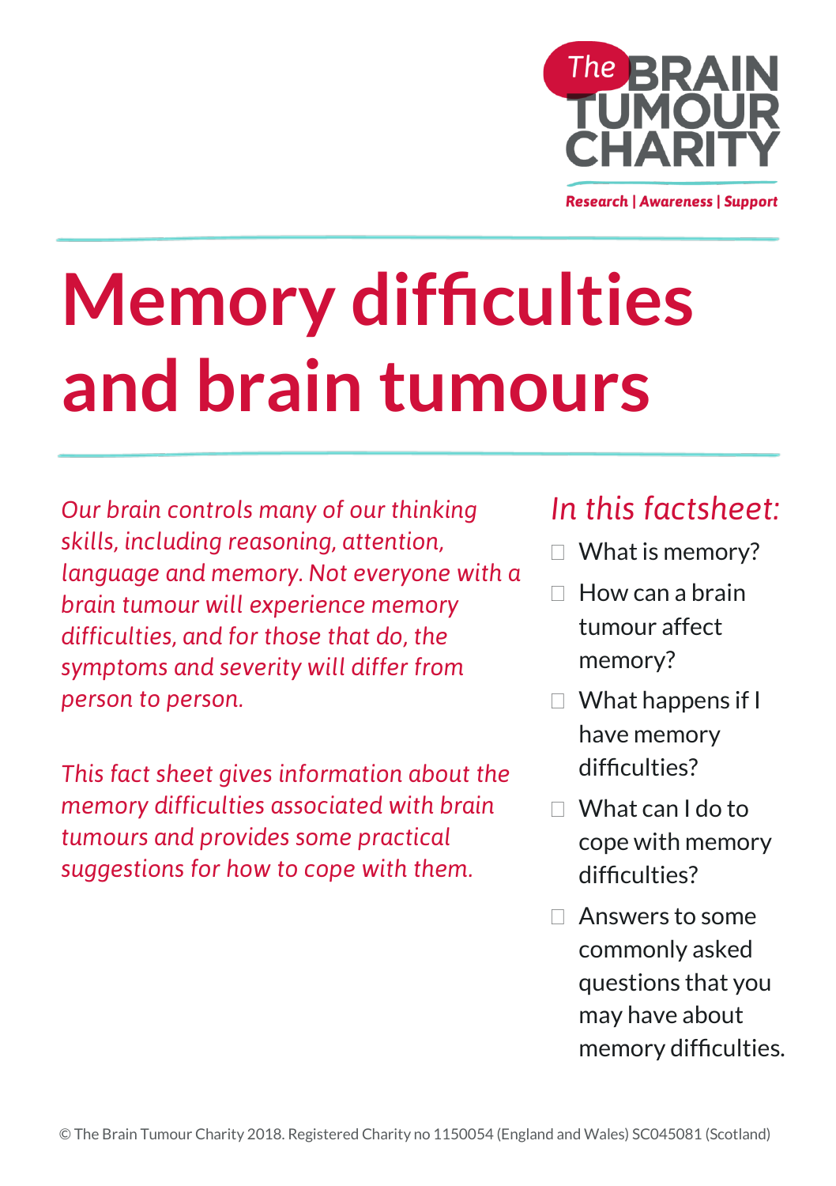The BRAIN TUMOUR CHARITY

**Research | Awareness | Support**

# Memory difficulties and brain tumours

*Our brain controls many of our thinking skills, including reasoning, attention, language and memory. Not everyone with a brain tumour will experience memory difficulties, and for those that do, the symptoms and severity will differ from person to person.*

*This fact sheet gives information about the memory difficulties associated with brain tumours and provides some practical suggestions for how to cope with them.*

## *In this factsheet:*

- What is memory?
- How can a brain tumour affect memory?
- What happens if I have memory difficulties?
- What can I do to cope with memory difficulties?
- Answers to some commonly asked questions that you may have about memory difficulties.

© The Brain Tumour Charity 2018. Registered Charity no 1150054 (England and Wales) SC045081 (Scotland)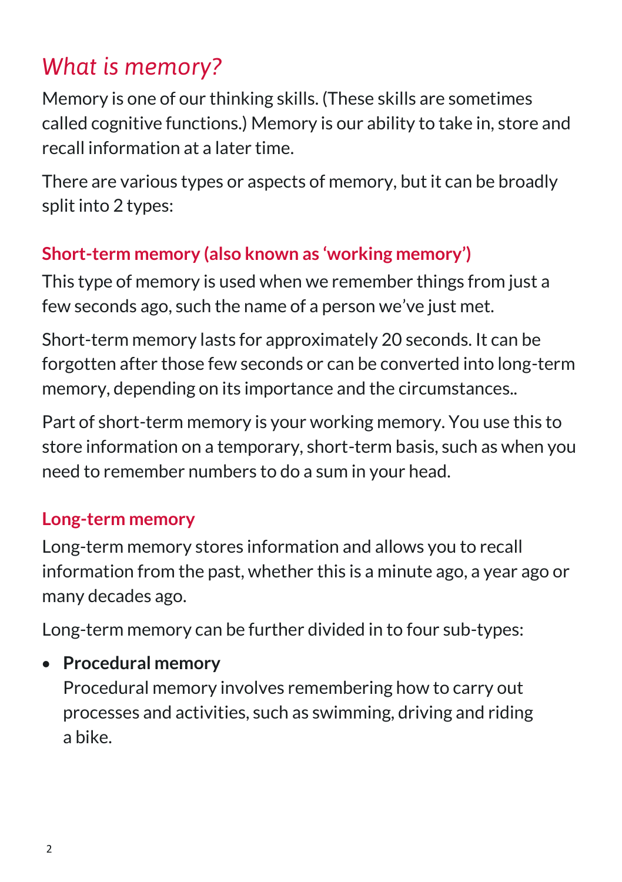## *What is memory?*

Memory is one of our thinking skills. (These skills are sometimes called cognitive functions.) Memory is our ability to take in, store and recall information at a later time.

There are various types or aspects of memory, but it can be broadly split into 2 types:

### Short-term memory (also known as 'working memory')

This type of memory is used when we remember things from just a few seconds ago, such the name of a person we've just met.

Short-term memory lasts for approximately 20 seconds. It can be forgotten after those few seconds or can be converted into long-term memory, depending on its importance and the circumstances..

Part of short-term memory is your working memory. You use this to store information on a temporary, short-term basis, such as when you need to remember numbers to do a sum in your head.

### Long-term memory

Long-term memory stores information and allows you to recall information from the past, whether this is a minute ago, a year ago or many decades ago.

Long-term memory can be further divided in to four sub-types:

- **Procedural memory**
  Procedural memory involves remembering how to carry out processes and activities, such as swimming, driving and riding a bike.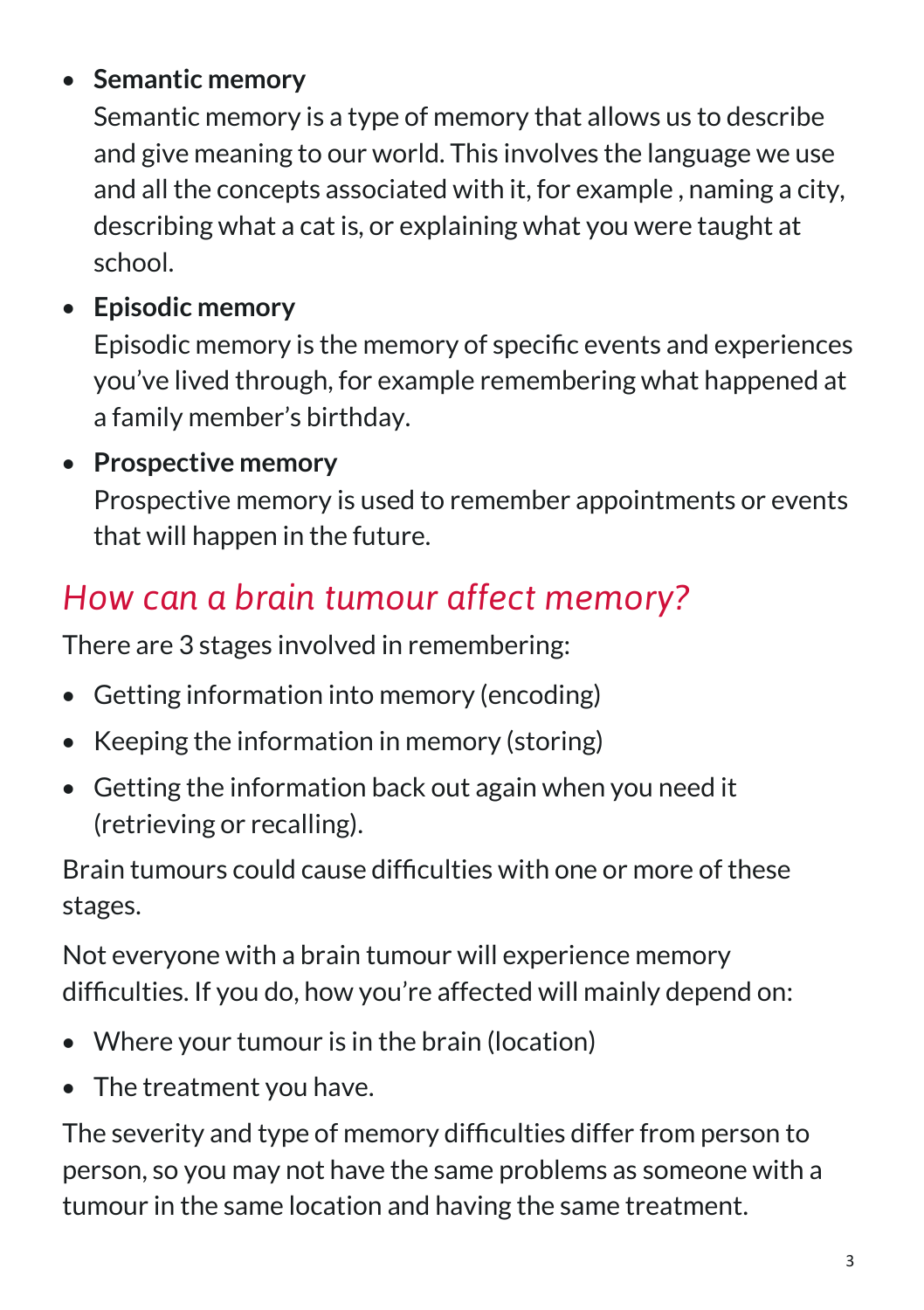- **Semantic memory**
  Semantic memory is a type of memory that allows us to describe and give meaning to our world. This involves the language we use and all the concepts associated with it, for example , naming a city, describing what a cat is, or explaining what you were taught at school.
- **Episodic memory**
  Episodic memory is the memory of specific events and experiences you've lived through, for example remembering what happened at a family member's birthday.
- **Prospective memory**
  Prospective memory is used to remember appointments or events that will happen in the future.

## *How can a brain tumour affect memory?*

There are 3 stages involved in remembering:

- Getting information into memory (encoding)
- Keeping the information in memory (storing)
- Getting the information back out again when you need it (retrieving or recalling).

Brain tumours could cause difficulties with one or more of these stages.

Not everyone with a brain tumour will experience memory difficulties. If you do, how you're affected will mainly depend on:

- Where your tumour is in the brain (location)
- The treatment you have.

The severity and type of memory difficulties differ from person to person, so you may not have the same problems as someone with a tumour in the same location and having the same treatment.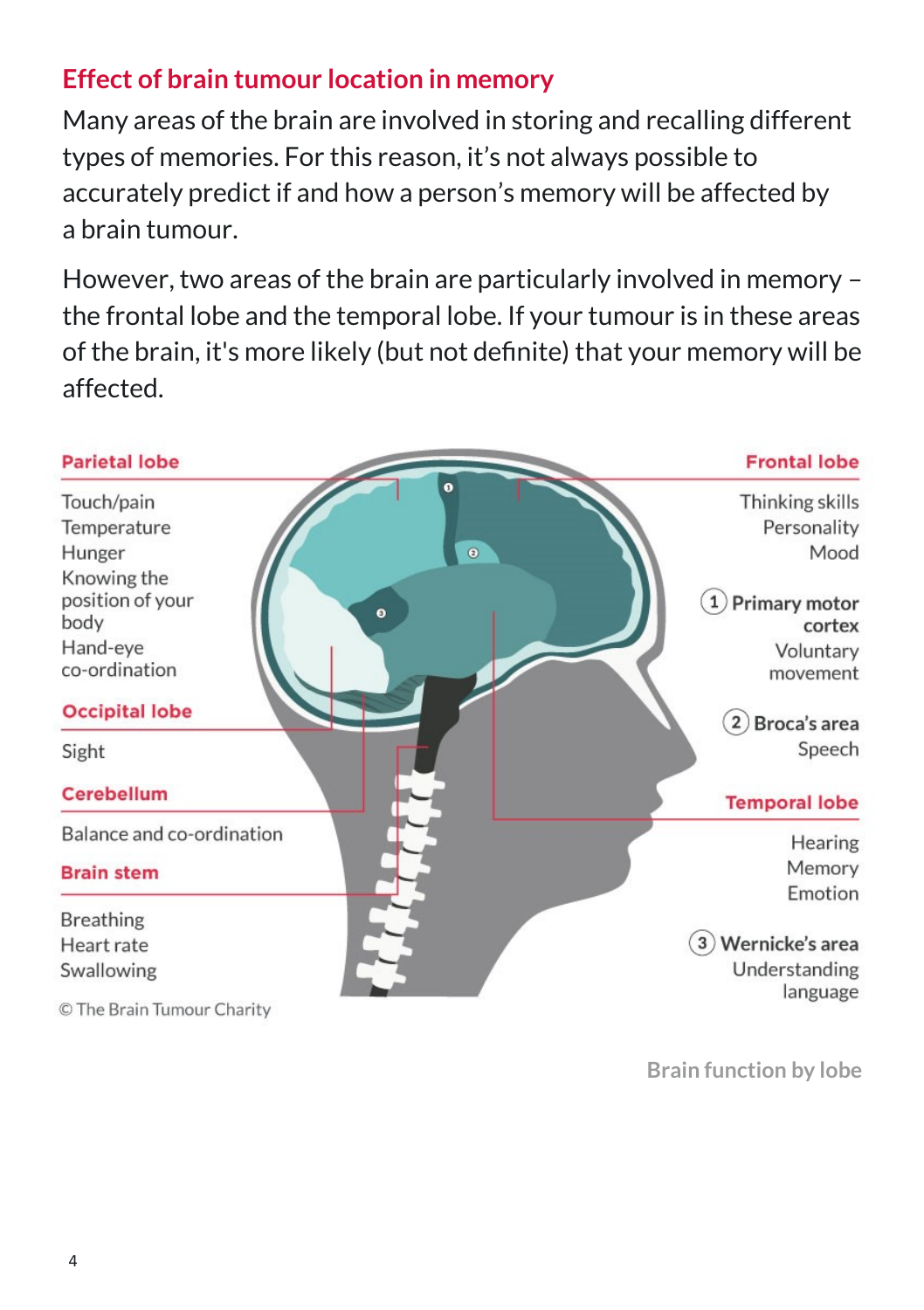## Effect of brain tumour location in memory

Many areas of the brain are involved in storing and recalling different types of memories. For this reason, it's not always possible to accurately predict if and how a person's memory will be affected by a brain tumour.

However, two areas of the brain are particularly involved in memory – the frontal lobe and the temporal lobe. If your tumour is in these areas of the brain, it's more likely (but not definite) that your memory will be affected.

**Parietal lobe**

Touch/pain
Temperature
Hunger
Knowing the position of your body
Hand-eye co-ordination

**Occipital lobe**

Sight

**Cerebellum**

Balance and co-ordination

**Brain stem**

Breathing
Heart rate
Swallowing

**Frontal lobe**

Thinking skills
Personality
Mood

**(1) Primary motor cortex**

Voluntary movement

**(2) Broca's area**

Speech

**Temporal lobe**

Hearing
Memory
Emotion

**(3) Wernicke's area**

Understanding language

© The Brain Tumour Charity

Brain function by lobe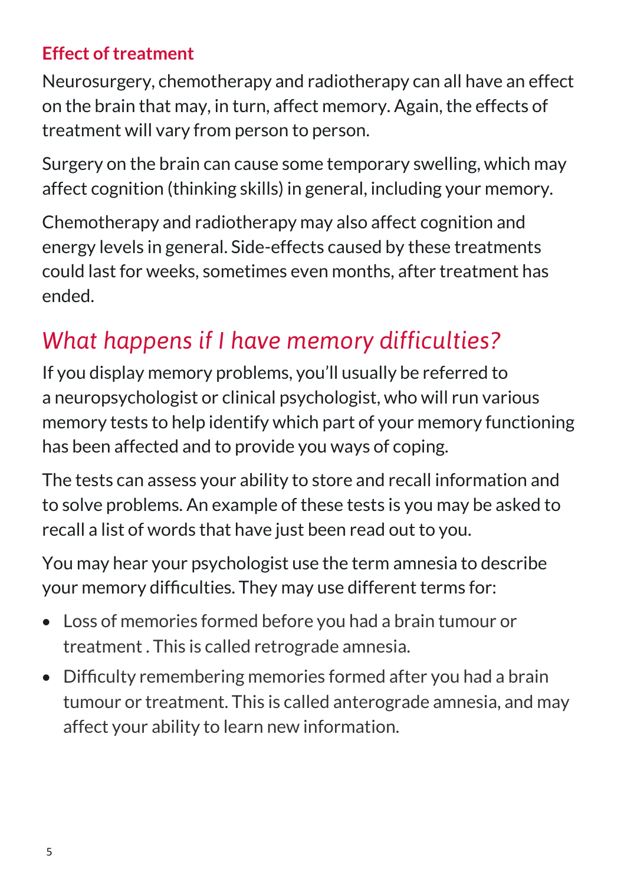### Effect of treatment

Neurosurgery, chemotherapy and radiotherapy can all have an effect on the brain that may, in turn, affect memory. Again, the effects of treatment will vary from person to person.

Surgery on the brain can cause some temporary swelling, which may affect cognition (thinking skills) in general, including your memory.

Chemotherapy and radiotherapy may also affect cognition and energy levels in general. Side-effects caused by these treatments could last for weeks, sometimes even months, after treatment has ended.

## *What happens if I have memory difficulties?*

If you display memory problems, you'll usually be referred to a neuropsychologist or clinical psychologist, who will run various memory tests to help identify which part of your memory functioning has been affected and to provide you ways of coping.

The tests can assess your ability to store and recall information and to solve problems. An example of these tests is you may be asked to recall a list of words that have just been read out to you.

You may hear your psychologist use the term amnesia to describe your memory difficulties. They may use different terms for:

- Loss of memories formed before you had a brain tumour or treatment . This is called retrograde amnesia.
- Difficulty remembering memories formed after you had a brain tumour or treatment. This is called anterograde amnesia, and may affect your ability to learn new information.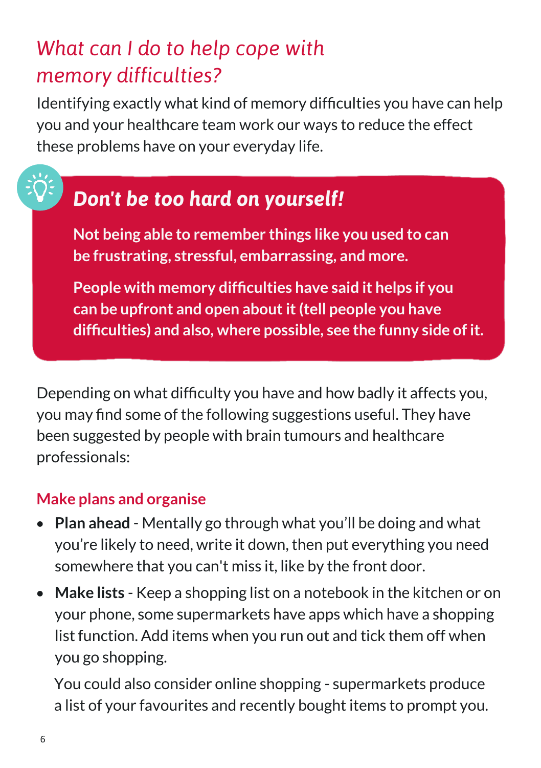## *What can I do to help cope with memory difficulties?*

Identifying exactly what kind of memory difficulties you have can help you and your healthcare team work our ways to reduce the effect these problems have on your everyday life.

> ### *Don't be too hard on yourself!*
>
> **Not being able to remember things like you used to can be frustrating, stressful, embarrassing, and more.**
>
> **People with memory difficulties have said it helps if you can be upfront and open about it (tell people you have difficulties) and also, where possible, see the funny side of it.**

Depending on what difficulty you have and how badly it affects you, you may find some of the following suggestions useful. They have been suggested by people with brain tumours and healthcare professionals:

### Make plans and organise

- **Plan ahead** - Mentally go through what you'll be doing and what you're likely to need, write it down, then put everything you need somewhere that you can't miss it, like by the front door.
- **Make lists** - Keep a shopping list on a notebook in the kitchen or on your phone, some supermarkets have apps which have a shopping list function. Add items when you run out and tick them off when you go shopping.

  You could also consider online shopping - supermarkets produce a list of your favourites and recently bought items to prompt you.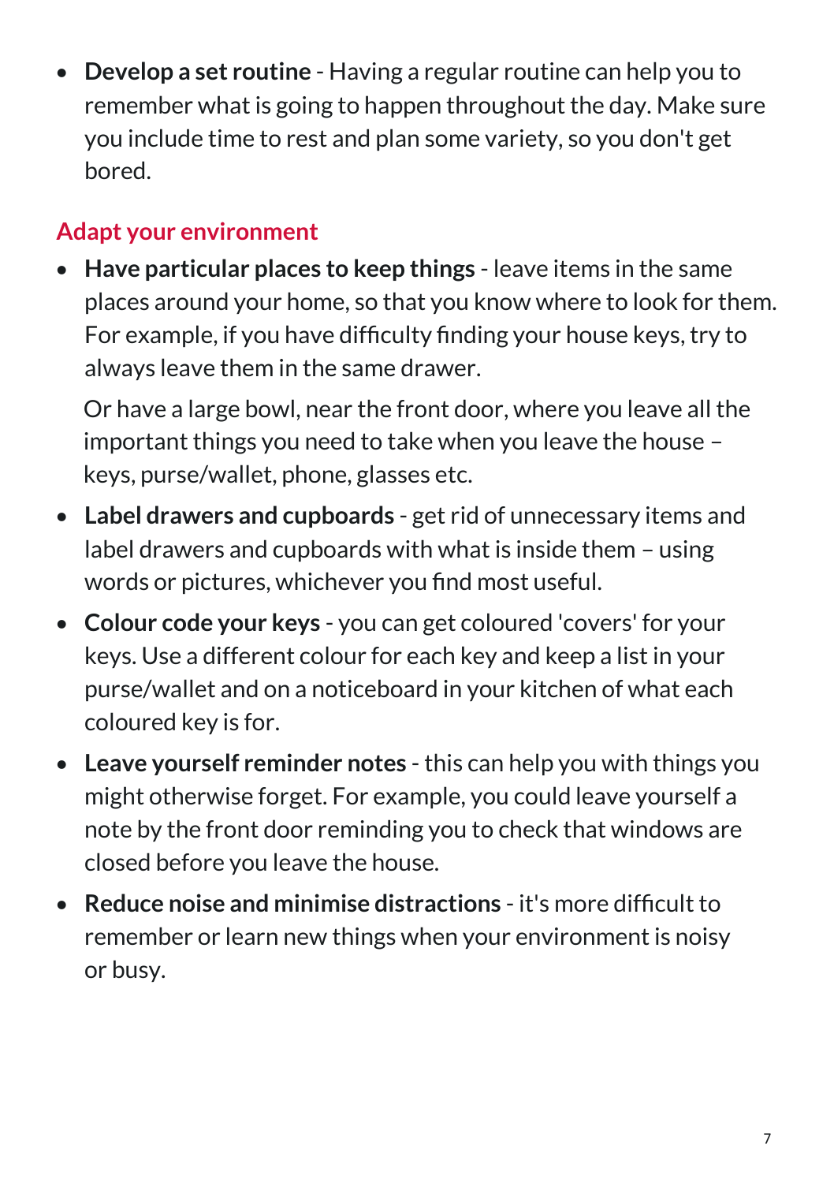- **Develop a set routine** - Having a regular routine can help you to remember what is going to happen throughout the day. Make sure you include time to rest and plan some variety, so you don't get bored.

## Adapt your environment

- **Have particular places to keep things** - leave items in the same places around your home, so that you know where to look for them. For example, if you have difficulty finding your house keys, try to always leave them in the same drawer.

  Or have a large bowl, near the front door, where you leave all the important things you need to take when you leave the house – keys, purse/wallet, phone, glasses etc.

- **Label drawers and cupboards** - get rid of unnecessary items and label drawers and cupboards with what is inside them – using words or pictures, whichever you find most useful.
- **Colour code your keys** - you can get coloured 'covers' for your keys. Use a different colour for each key and keep a list in your purse/wallet and on a noticeboard in your kitchen of what each coloured key is for.
- **Leave yourself reminder notes** - this can help you with things you might otherwise forget. For example, you could leave yourself a note by the front door reminding you to check that windows are closed before you leave the house.
- **Reduce noise and minimise distractions** - it's more difficult to remember or learn new things when your environment is noisy or busy.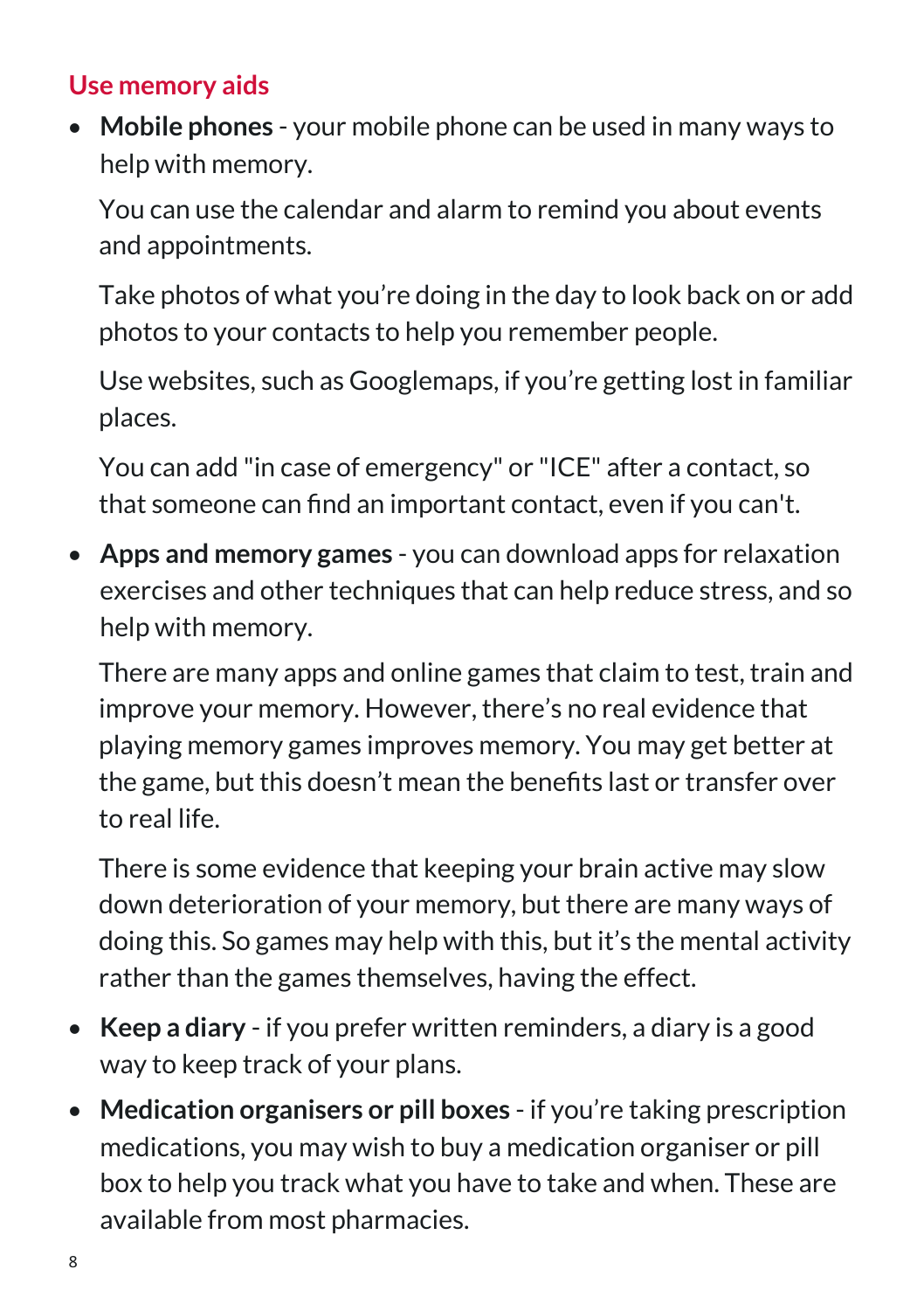## Use memory aids

- **Mobile phones** - your mobile phone can be used in many ways to help with memory.

  You can use the calendar and alarm to remind you about events and appointments.

  Take photos of what you're doing in the day to look back on or add photos to your contacts to help you remember people.

  Use websites, such as Googlemaps, if you're getting lost in familiar places.

  You can add "in case of emergency" or "ICE" after a contact, so that someone can find an important contact, even if you can't.

- **Apps and memory games** - you can download apps for relaxation exercises and other techniques that can help reduce stress, and so help with memory.

  There are many apps and online games that claim to test, train and improve your memory. However, there's no real evidence that playing memory games improves memory. You may get better at the game, but this doesn't mean the benefits last or transfer over to real life.

  There is some evidence that keeping your brain active may slow down deterioration of your memory, but there are many ways of doing this. So games may help with this, but it's the mental activity rather than the games themselves, having the effect.

- **Keep a diary** - if you prefer written reminders, a diary is a good way to keep track of your plans.

- **Medication organisers or pill boxes** - if you're taking prescription medications, you may wish to buy a medication organiser or pill box to help you track what you have to take and when. These are available from most pharmacies.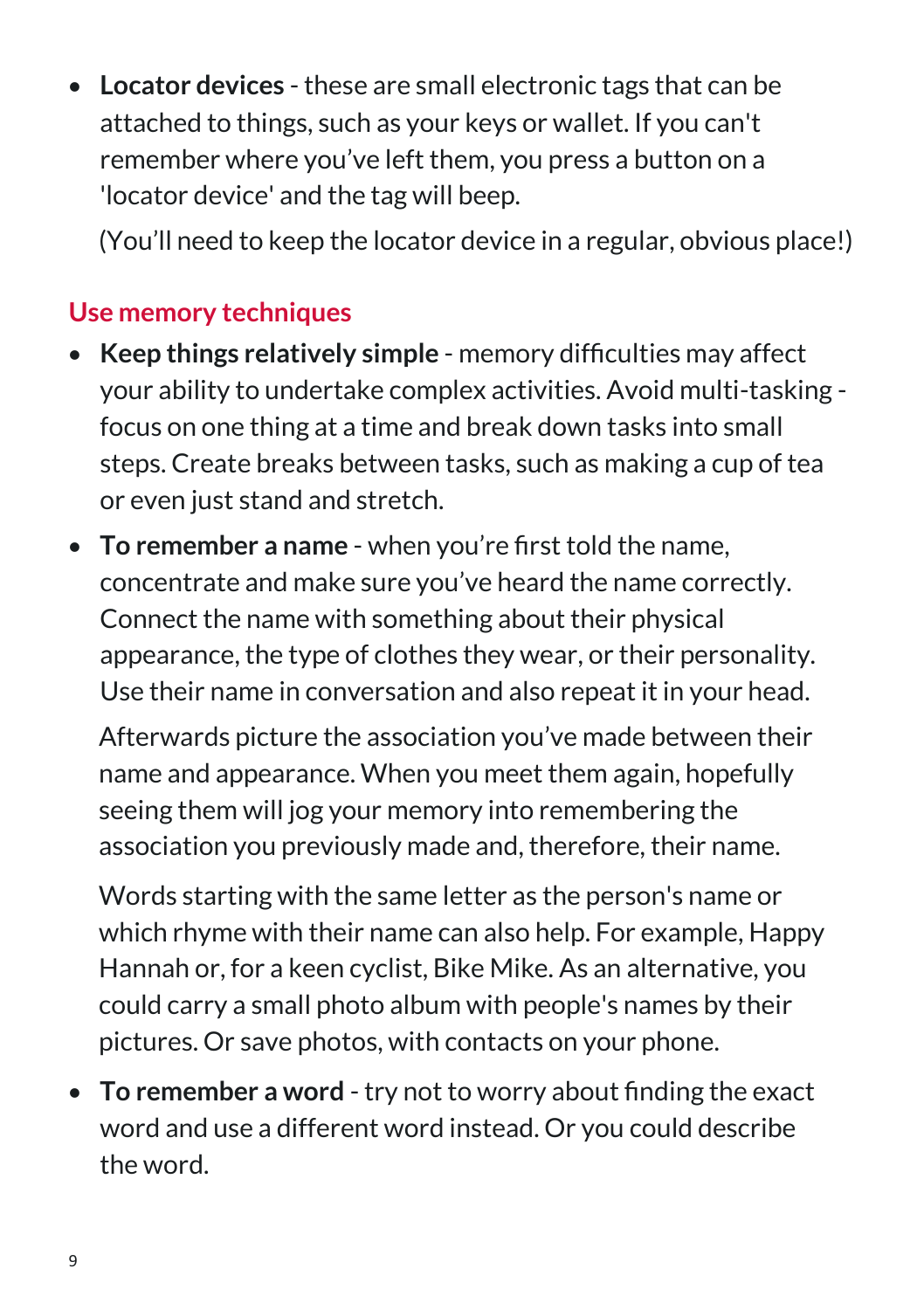- **Locator devices** - these are small electronic tags that can be attached to things, such as your keys or wallet. If you can't remember where you've left them, you press a button on a 'locator device' and the tag will beep.

  (You'll need to keep the locator device in a regular, obvious place!)

## Use memory techniques

- **Keep things relatively simple** - memory difficulties may affect your ability to undertake complex activities. Avoid multi-tasking - focus on one thing at a time and break down tasks into small steps. Create breaks between tasks, such as making a cup of tea or even just stand and stretch.
- **To remember a name** - when you're first told the name, concentrate and make sure you've heard the name correctly. Connect the name with something about their physical appearance, the type of clothes they wear, or their personality. Use their name in conversation and also repeat it in your head.

  Afterwards picture the association you've made between their name and appearance. When you meet them again, hopefully seeing them will jog your memory into remembering the association you previously made and, therefore, their name.

  Words starting with the same letter as the person's name or which rhyme with their name can also help. For example, Happy Hannah or, for a keen cyclist, Bike Mike. As an alternative, you could carry a small photo album with people's names by their pictures. Or save photos, with contacts on your phone.

- **To remember a word** - try not to worry about finding the exact word and use a different word instead. Or you could describe the word.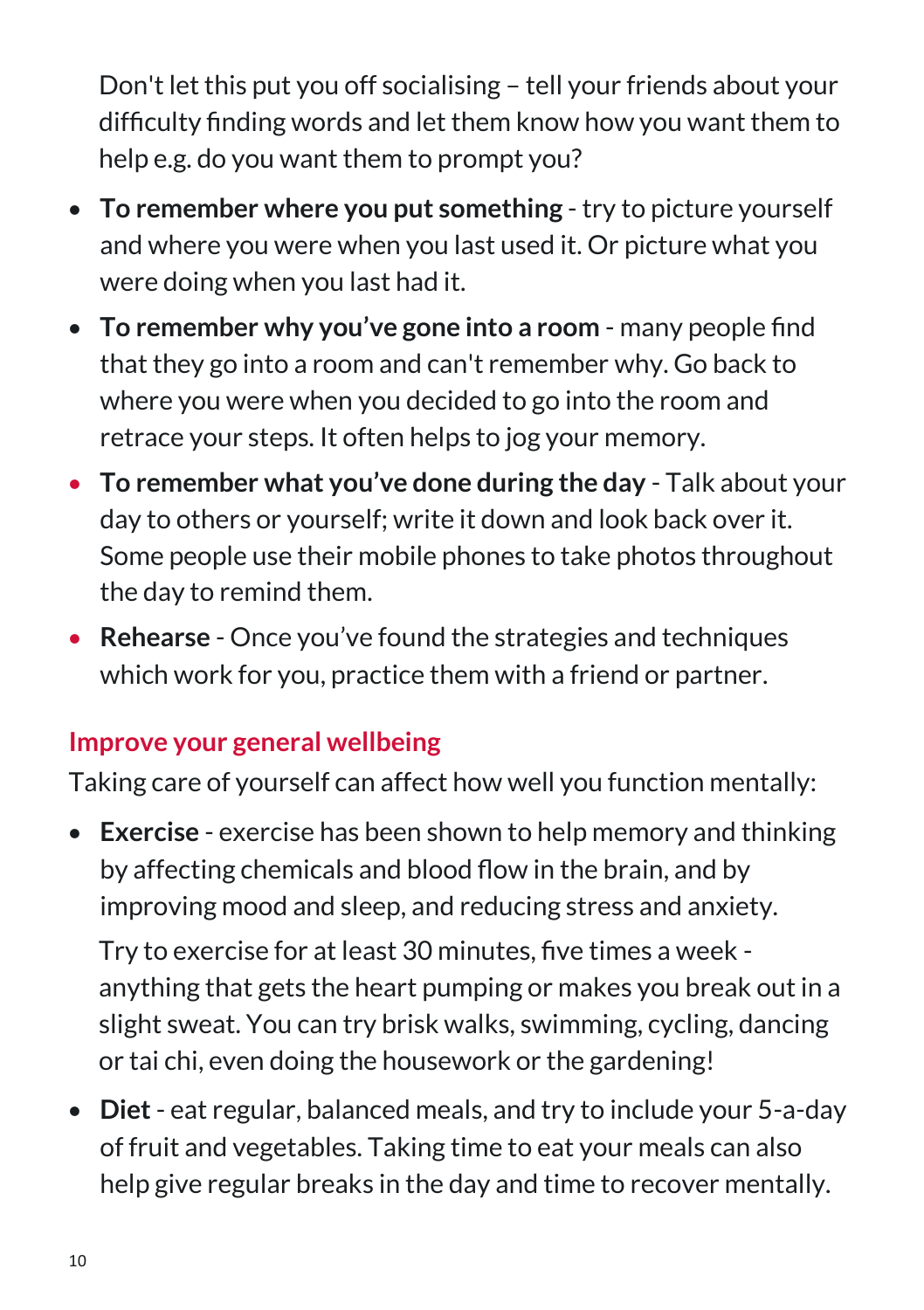Don't let this put you off socialising – tell your friends about your difficulty finding words and let them know how you want them to help e.g. do you want them to prompt you?

- **To remember where you put something** - try to picture yourself and where you were when you last used it. Or picture what you were doing when you last had it.
- **To remember why you've gone into a room** - many people find that they go into a room and can't remember why. Go back to where you were when you decided to go into the room and retrace your steps. It often helps to jog your memory.
- **To remember what you've done during the day** - Talk about your day to others or yourself; write it down and look back over it. Some people use their mobile phones to take photos throughout the day to remind them.
- **Rehearse** - Once you've found the strategies and techniques which work for you, practice them with a friend or partner.

## Improve your general wellbeing

Taking care of yourself can affect how well you function mentally:

- **Exercise** - exercise has been shown to help memory and thinking by affecting chemicals and blood flow in the brain, and by improving mood and sleep, and reducing stress and anxiety.

  Try to exercise for at least 30 minutes, five times a week - anything that gets the heart pumping or makes you break out in a slight sweat. You can try brisk walks, swimming, cycling, dancing or tai chi, even doing the housework or the gardening!

- **Diet** - eat regular, balanced meals, and try to include your 5-a-day of fruit and vegetables. Taking time to eat your meals can also help give regular breaks in the day and time to recover mentally.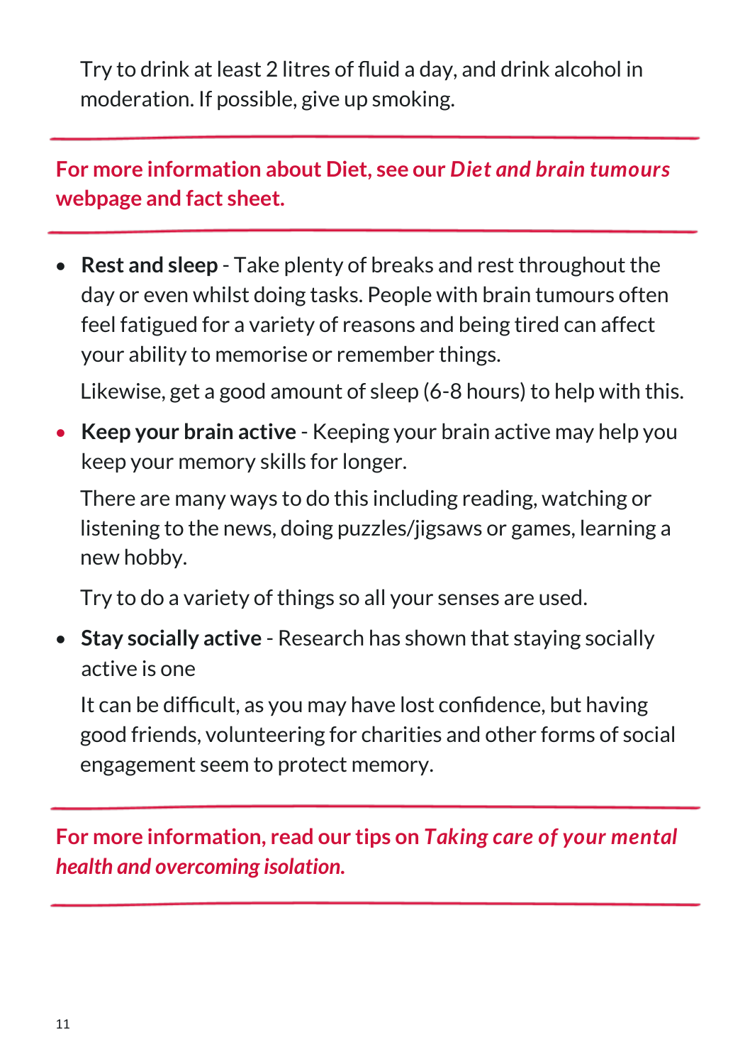Try to drink at least 2 litres of fluid a day, and drink alcohol in moderation. If possible, give up smoking.

---

**For more information about Diet, see our *Diet and brain tumours* webpage and fact sheet.**

---

- **Rest and sleep** - Take plenty of breaks and rest throughout the day or even whilst doing tasks. People with brain tumours often feel fatigued for a variety of reasons and being tired can affect your ability to memorise or remember things.

  Likewise, get a good amount of sleep (6-8 hours) to help with this.

- **Keep your brain active** - Keeping your brain active may help you keep your memory skills for longer.

  There are many ways to do this including reading, watching or listening to the news, doing puzzles/jigsaws or games, learning a new hobby.

  Try to do a variety of things so all your senses are used.

- **Stay socially active** - Research has shown that staying socially active is one

  It can be difficult, as you may have lost confidence, but having good friends, volunteering for charities and other forms of social engagement seem to protect memory.

---

**For more information, read our tips on *Taking care of your mental health and overcoming isolation.***

---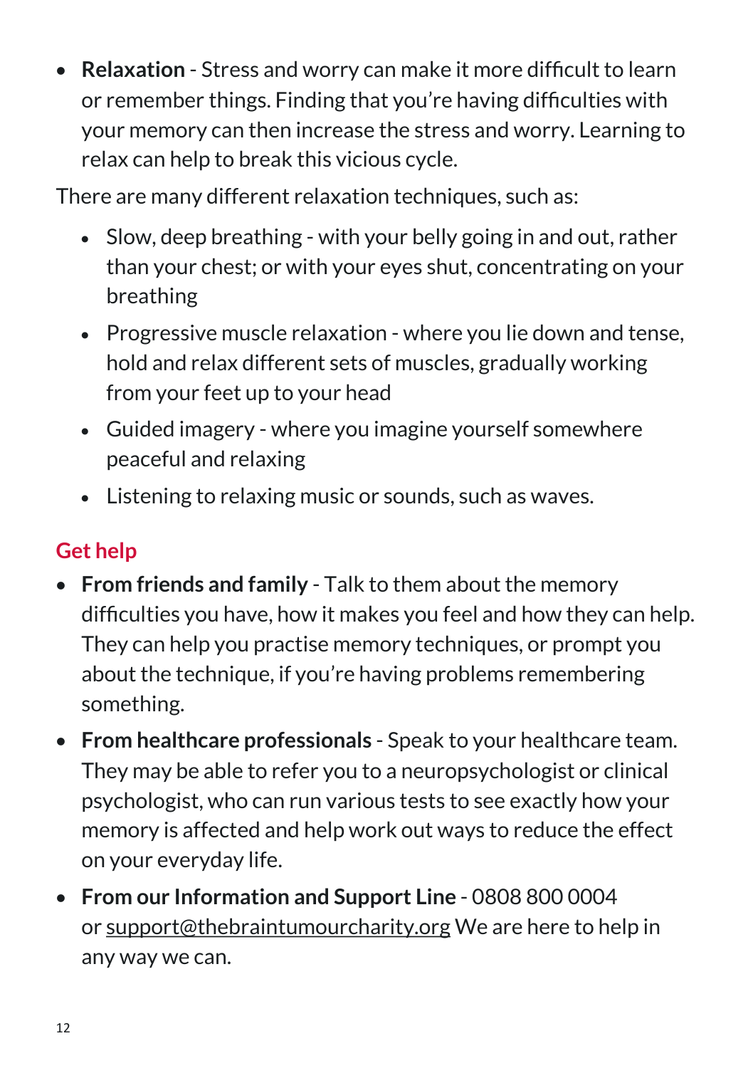- **Relaxation** - Stress and worry can make it more difficult to learn or remember things. Finding that you're having difficulties with your memory can then increase the stress and worry. Learning to relax can help to break this vicious cycle.

There are many different relaxation techniques, such as:

- Slow, deep breathing - with your belly going in and out, rather than your chest; or with your eyes shut, concentrating on your breathing
- Progressive muscle relaxation - where you lie down and tense, hold and relax different sets of muscles, gradually working from your feet up to your head
- Guided imagery - where you imagine yourself somewhere peaceful and relaxing
- Listening to relaxing music or sounds, such as waves.

## Get help

- **From friends and family** - Talk to them about the memory difficulties you have, how it makes you feel and how they can help. They can help you practise memory techniques, or prompt you about the technique, if you're having problems remembering something.
- **From healthcare professionals** - Speak to your healthcare team. They may be able to refer you to a neuropsychologist or clinical psychologist, who can run various tests to see exactly how your memory is affected and help work out ways to reduce the effect on your everyday life.
- **From our Information and Support Line** - 0808 800 0004 or support@thebraintumourcharity.org We are here to help in any way we can.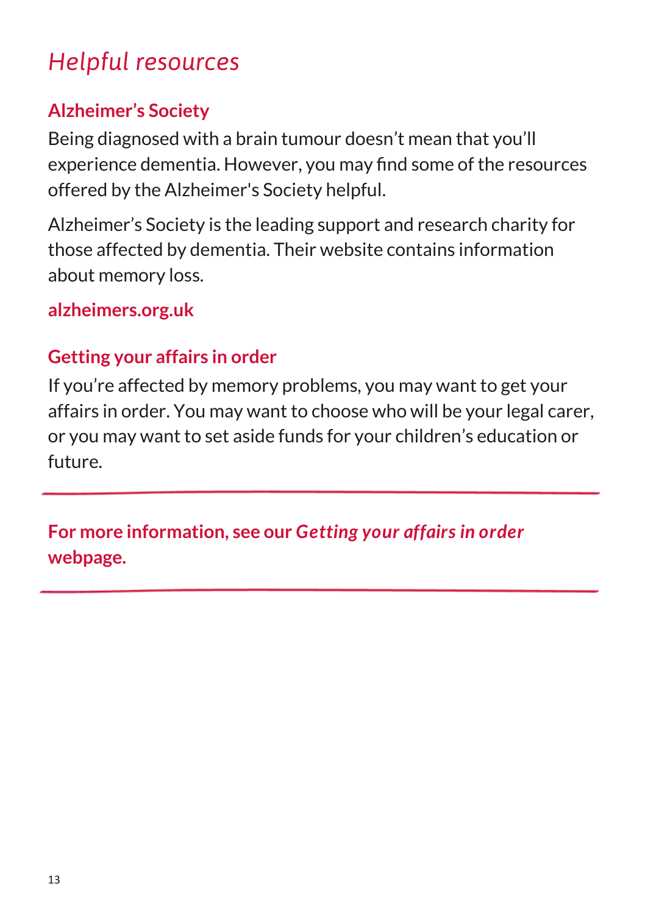## *Helpful resources*

### Alzheimer's Society

Being diagnosed with a brain tumour doesn't mean that you'll experience dementia. However, you may find some of the resources offered by the Alzheimer's Society helpful.

Alzheimer's Society is the leading support and research charity for those affected by dementia. Their website contains information about memory loss.

**alzheimers.org.uk**

### Getting your affairs in order

If you're affected by memory problems, you may want to get your affairs in order. You may want to choose who will be your legal carer, or you may want to set aside funds for your children's education or future.

---

**For more information, see our *Getting your affairs in order* webpage.**

---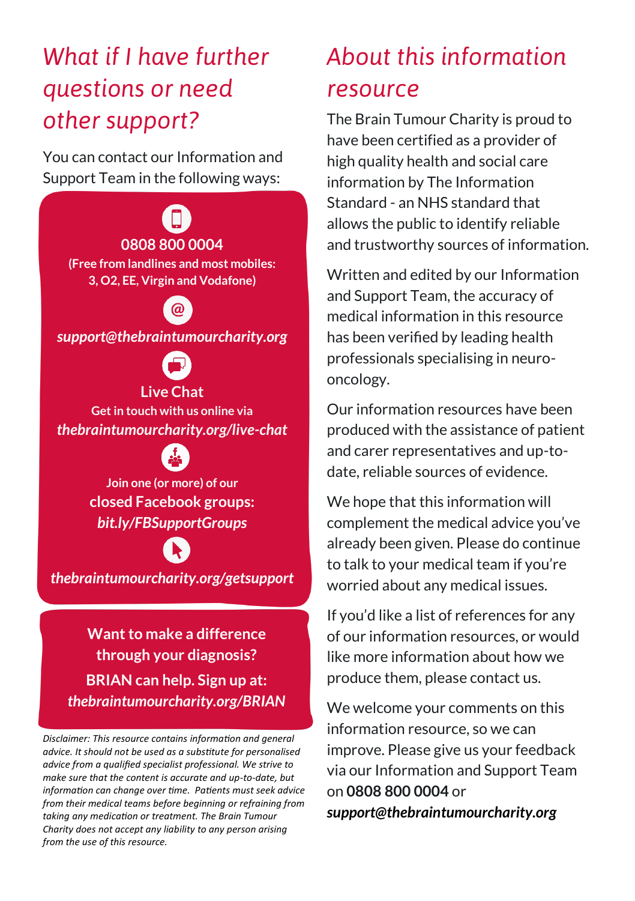## What if I have further questions or need other support?

You can contact our Information and Support Team in the following ways:

**0808 800 0004**
**(Free from landlines and most mobiles: 3, O2, EE, Virgin and Vodafone)**

***support@thebraintumourcharity.org***

**Live Chat**
**Get in touch with us online via**
***thebraintumourcharity.org/live-chat***

**Join one (or more) of our**
**closed Facebook groups:**
***bit.ly/FBSupportGroups***

***thebraintumourcharity.org/getsupport***

**Want to make a difference through your diagnosis?**
**BRIAN can help. Sign up at:**
***thebraintumourcharity.org/BRIAN***

*Disclaimer: This resource contains information and general advice. It should not be used as a substitute for personalised advice from a qualified specialist professional. We strive to make sure that the content is accurate and up-to-date, but information can change over time. Patients must seek advice from their medical teams before beginning or refraining from taking any medication or treatment. The Brain Tumour Charity does not accept any liability to any person arising from the use of this resource.*

## About this information resource

The Brain Tumour Charity is proud to have been certified as a provider of high quality health and social care information by The Information Standard - an NHS standard that allows the public to identify reliable and trustworthy sources of information.

Written and edited by our Information and Support Team, the accuracy of medical information in this resource has been verified by leading health professionals specialising in neuro-oncology.

Our information resources have been produced with the assistance of patient and carer representatives and up-to-date, reliable sources of evidence.

We hope that this information will complement the medical advice you've already been given. Please do continue to talk to your medical team if you're worried about any medical issues.

If you'd like a list of references for any of our information resources, or would like more information about how we produce them, please contact us.

We welcome your comments on this information resource, so we can improve. Please give us your feedback via our Information and Support Team on **0808 800 0004** or ***support@thebraintumourcharity.org***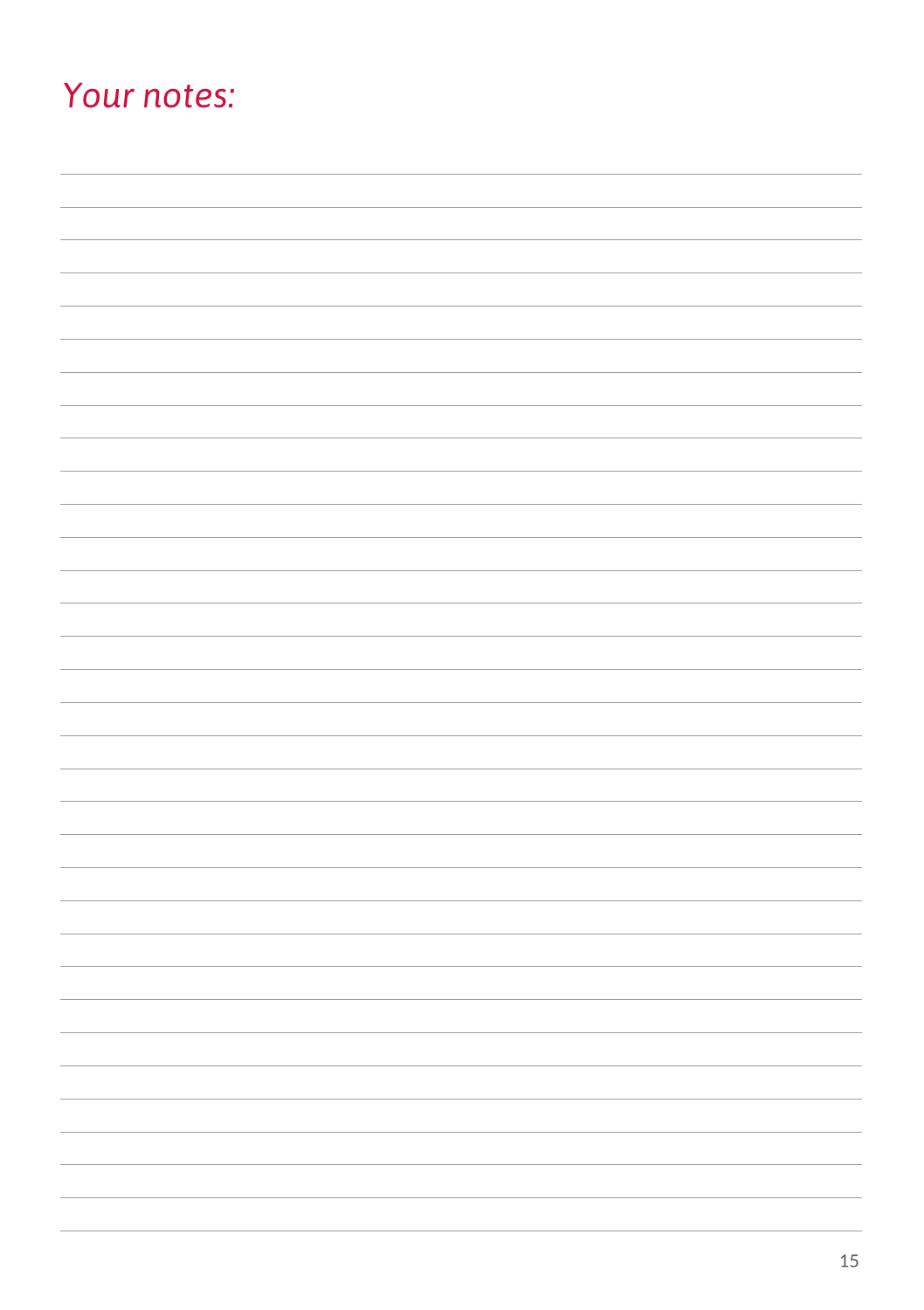# *Your notes:*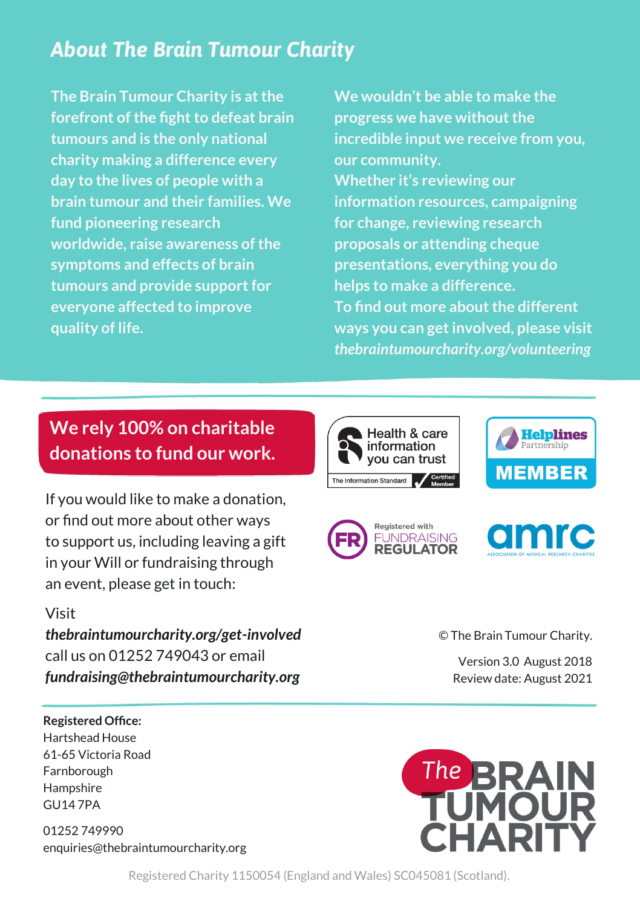## *About The Brain Tumour Charity*

The Brain Tumour Charity is at the forefront of the fight to defeat brain tumours and is the only national charity making a difference every day to the lives of people with a brain tumour and their families. We fund pioneering research worldwide, raise awareness of the symptoms and effects of brain tumours and provide support for everyone affected to improve quality of life.

We wouldn't be able to make the progress we have without the incredible input we receive from you, our community.
Whether it's reviewing our information resources, campaigning for change, reviewing research proposals or attending cheque presentations, everything you do helps to make a difference.
To find out more about the different ways you can get involved, please visit *thebraintumourcharity.org/volunteering*

**We rely 100% on charitable donations to fund our work.**

If you would like to make a donation, or find out more about other ways to support us, including leaving a gift in your Will or fundraising through an event, please get in touch:

Visit
***thebraintumourcharity.org/get-involved***
call us on 01252 749043 or email
***fundraising@thebraintumourcharity.org***

Health & care information you can trust
The Information Standard Certified Member

Helplines Partnership MEMBER

Registered with FUNDRAISING REGULATOR

amrc ASSOCIATION OF MEDICAL RESEARCH CHARITIES

© The Brain Tumour Charity.

Version 3.0 August 2018
Review date: August 2021

**Registered Office:**
Hartshead House
61-65 Victoria Road
Farnborough
Hampshire
GU14 7PA

01252 749990
enquiries@thebraintumourcharity.org

The BRAIN TUMOUR CHARITY

Registered Charity 1150054 (England and Wales) SC045081 (Scotland).